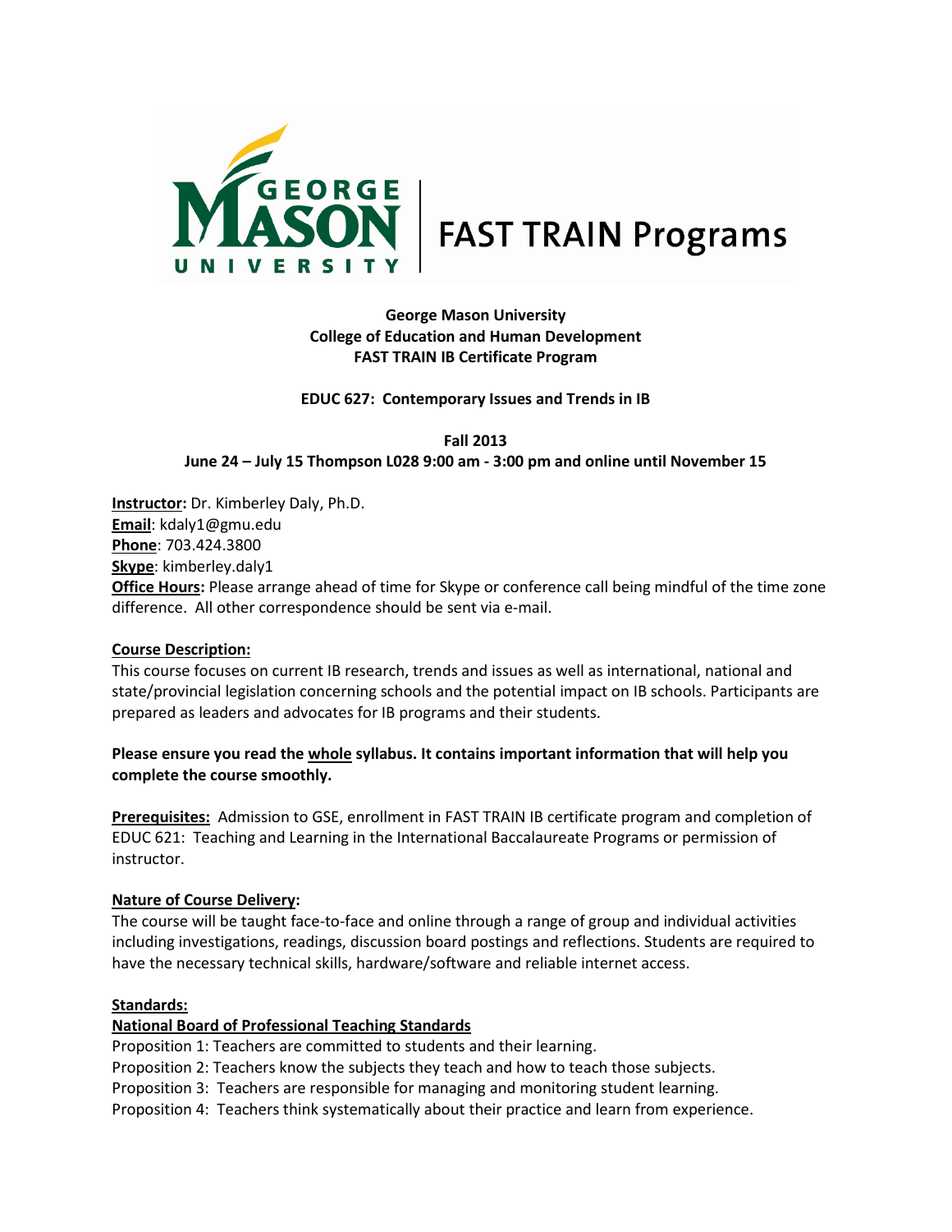George Mason University
College of Education and Human Development
FAST TRAIN IB Certificate Program

**EDUC 627: Contemporary Issues and Trends in IB**

**Fall 2013**
**June 24 – July 15 Thompson L028 9:00 am - 3:00 pm and online until November 15**

**Instructor:** Dr. Kimberley Daly, Ph.D.
**Email**: kdaly1@gmu.edu
**Phone**: 703.424.3800
**Skype**: kimberley.daly1
**Office Hours:** Please arrange ahead of time for Skype or conference call being mindful of the time zone difference. All other correspondence should be sent via e-mail.

**Course Description:**
This course focuses on current IB research, trends and issues as well as international, national and state/provincial legislation concerning schools and the potential impact on IB schools. Participants are prepared as leaders and advocates for IB programs and their students.

**Please ensure you read the whole syllabus. It contains important information that will help you complete the course smoothly.**

**Prerequisites:** Admission to GSE, enrollment in FAST TRAIN IB certificate program and completion of EDUC 621: Teaching and Learning in the International Baccalaureate Programs or permission of instructor.

**Nature of Course Delivery:**
The course will be taught face-to-face and online through a range of group and individual activities including investigations, readings, discussion board postings and reflections. Students are required to have the necessary technical skills, hardware/software and reliable internet access.

**Standards:**
**National Board of Professional Teaching Standards**
Proposition 1: Teachers are committed to students and their learning.
Proposition 2: Teachers know the subjects they teach and how to teach those subjects.
Proposition 3: Teachers are responsible for managing and monitoring student learning.
Proposition 4: Teachers think systematically about their practice and learn from experience.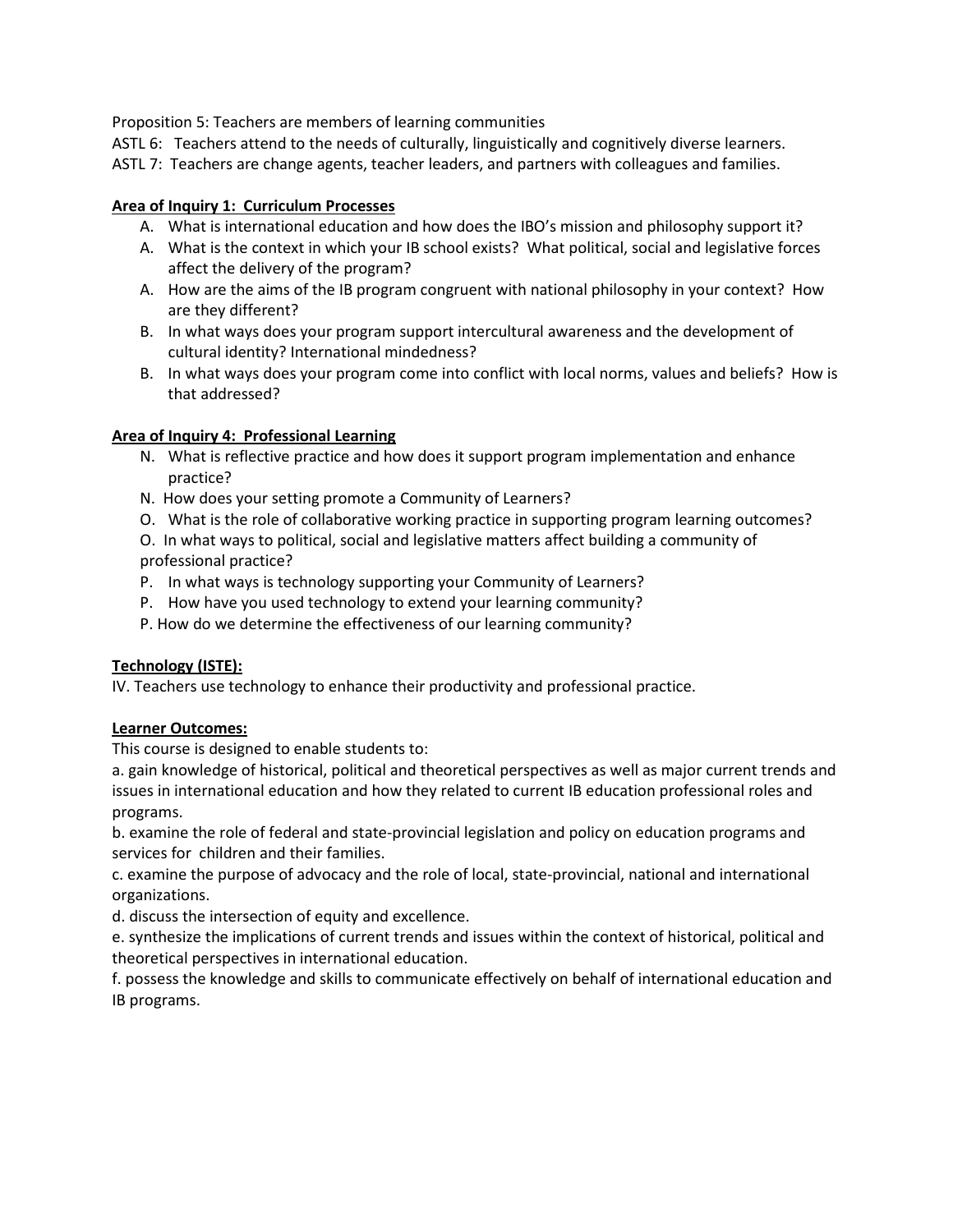Proposition 5: Teachers are members of learning communities
ASTL 6: Teachers attend to the needs of culturally, linguistically and cognitively diverse learners.
ASTL 7: Teachers are change agents, teacher leaders, and partners with colleagues and families.

**Area of Inquiry 1: Curriculum Processes**

A. What is international education and how does the IBO's mission and philosophy support it?
A. What is the context in which your IB school exists? What political, social and legislative forces affect the delivery of the program?
A. How are the aims of the IB program congruent with national philosophy in your context? How are they different?
B. In what ways does your program support intercultural awareness and the development of cultural identity? International mindedness?
B. In what ways does your program come into conflict with local norms, values and beliefs? How is that addressed?

**Area of Inquiry 4: Professional Learning**

N. What is reflective practice and how does it support program implementation and enhance practice?
N. How does your setting promote a Community of Learners?
O. What is the role of collaborative working practice in supporting program learning outcomes?
O. In what ways to political, social and legislative matters affect building a community of professional practice?
P. In what ways is technology supporting your Community of Learners?
P. How have you used technology to extend your learning community?
P. How do we determine the effectiveness of our learning community?

**Technology (ISTE):**

IV. Teachers use technology to enhance their productivity and professional practice.

**Learner Outcomes:**

This course is designed to enable students to:

a. gain knowledge of historical, political and theoretical perspectives as well as major current trends and issues in international education and how they related to current IB education professional roles and programs.
b. examine the role of federal and state-provincial legislation and policy on education programs and services for children and their families.
c. examine the purpose of advocacy and the role of local, state-provincial, national and international organizations.
d. discuss the intersection of equity and excellence.
e. synthesize the implications of current trends and issues within the context of historical, political and theoretical perspectives in international education.
f. possess the knowledge and skills to communicate effectively on behalf of international education and IB programs.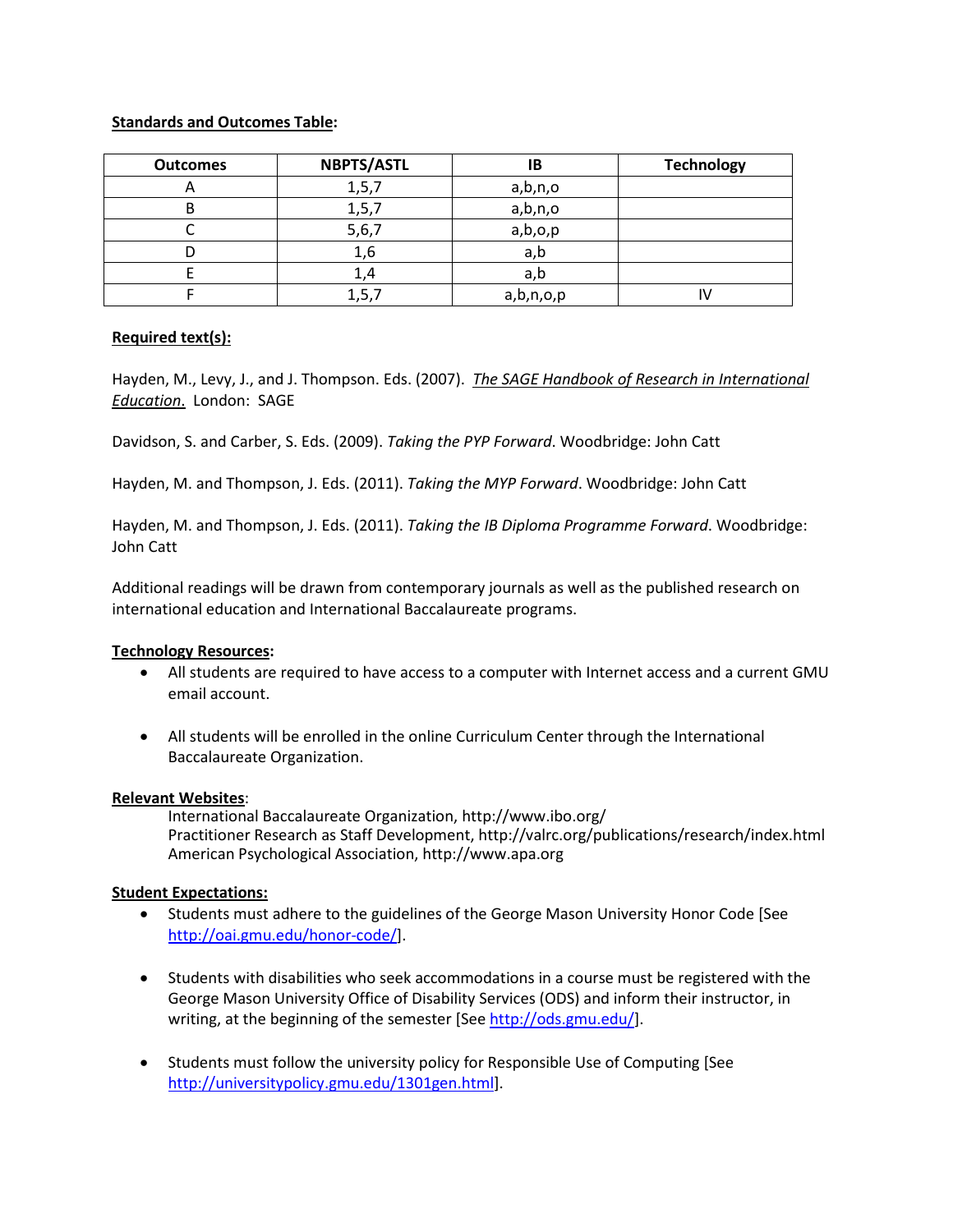**Standards and Outcomes Table:**

| Outcomes | NBPTS/ASTL | IB | Technology |
|---|---|---|---|
| A | 1,5,7 | a,b,n,o | |
| B | 1,5,7 | a,b,n,o | |
| C | 5,6,7 | a,b,o,p | |
| D | 1,6 | a,b | |
| E | 1,4 | a,b | |
| F | 1,5,7 | a,b,n,o,p | IV |

**Required text(s):**

Hayden, M., Levy, J., and J. Thompson. Eds. (2007). *The SAGE Handbook of Research in International Education.* London: SAGE

Davidson, S. and Carber, S. Eds. (2009). *Taking the PYP Forward*. Woodbridge: John Catt

Hayden, M. and Thompson, J. Eds. (2011). *Taking the MYP Forward*. Woodbridge: John Catt

Hayden, M. and Thompson, J. Eds. (2011). *Taking the IB Diploma Programme Forward*. Woodbridge: John Catt

Additional readings will be drawn from contemporary journals as well as the published research on international education and International Baccalaureate programs.

**Technology Resources:**

- All students are required to have access to a computer with Internet access and a current GMU email account.
- All students will be enrolled in the online Curriculum Center through the International Baccalaureate Organization.

**Relevant Websites:**

International Baccalaureate Organization, http://www.ibo.org/
Practitioner Research as Staff Development, http://valrc.org/publications/research/index.html
American Psychological Association, http://www.apa.org

**Student Expectations:**

- Students must adhere to the guidelines of the George Mason University Honor Code [See http://oai.gmu.edu/honor-code/].
- Students with disabilities who seek accommodations in a course must be registered with the George Mason University Office of Disability Services (ODS) and inform their instructor, in writing, at the beginning of the semester [See http://ods.gmu.edu/].
- Students must follow the university policy for Responsible Use of Computing [See http://universitypolicy.gmu.edu/1301gen.html].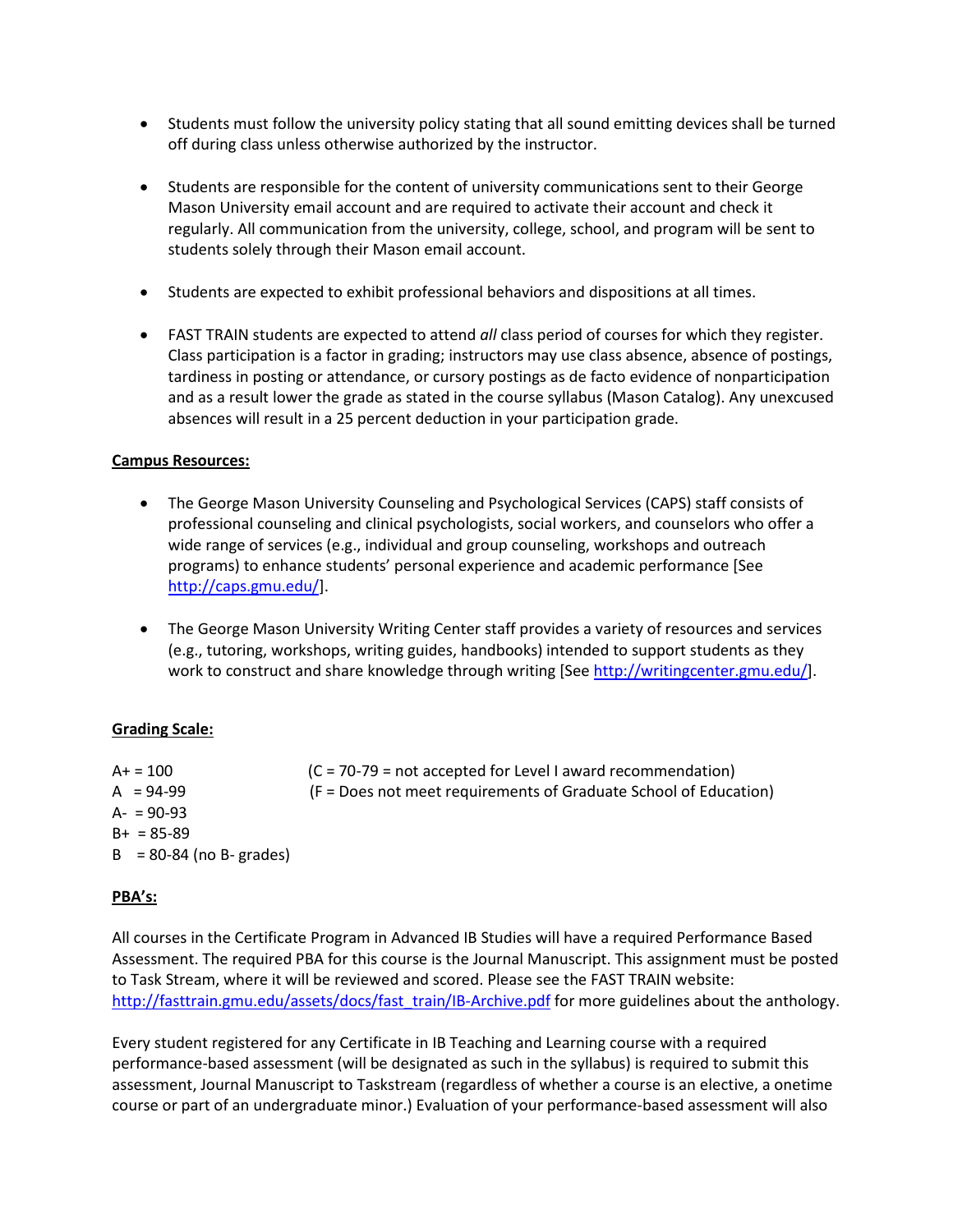- Students must follow the university policy stating that all sound emitting devices shall be turned off during class unless otherwise authorized by the instructor.

- Students are responsible for the content of university communications sent to their George Mason University email account and are required to activate their account and check it regularly. All communication from the university, college, school, and program will be sent to students solely through their Mason email account.

- Students are expected to exhibit professional behaviors and dispositions at all times.

- FAST TRAIN students are expected to attend *all* class period of courses for which they register. Class participation is a factor in grading; instructors may use class absence, absence of postings, tardiness in posting or attendance, or cursory postings as de facto evidence of nonparticipation and as a result lower the grade as stated in the course syllabus (Mason Catalog). Any unexcused absences will result in a 25 percent deduction in your participation grade.

**Campus Resources:**

- The George Mason University Counseling and Psychological Services (CAPS) staff consists of professional counseling and clinical psychologists, social workers, and counselors who offer a wide range of services (e.g., individual and group counseling, workshops and outreach programs) to enhance students' personal experience and academic performance [See http://caps.gmu.edu/].

- The George Mason University Writing Center staff provides a variety of resources and services (e.g., tutoring, workshops, writing guides, handbooks) intended to support students as they work to construct and share knowledge through writing [See http://writingcenter.gmu.edu/].

**Grading Scale:**

A+ = 100 (C = 70-79 = not accepted for Level I award recommendation)
A = 94-99 (F = Does not meet requirements of Graduate School of Education)
A- = 90-93
B+ = 85-89
B = 80-84 (no B- grades)

**PBA's:**

All courses in the Certificate Program in Advanced IB Studies will have a required Performance Based Assessment. The required PBA for this course is the Journal Manuscript. This assignment must be posted to Task Stream, where it will be reviewed and scored. Please see the FAST TRAIN website: http://fasttrain.gmu.edu/assets/docs/fast_train/IB-Archive.pdf for more guidelines about the anthology.

Every student registered for any Certificate in IB Teaching and Learning course with a required performance-based assessment (will be designated as such in the syllabus) is required to submit this assessment, Journal Manuscript to Taskstream (regardless of whether a course is an elective, a onetime course or part of an undergraduate minor.) Evaluation of your performance-based assessment will also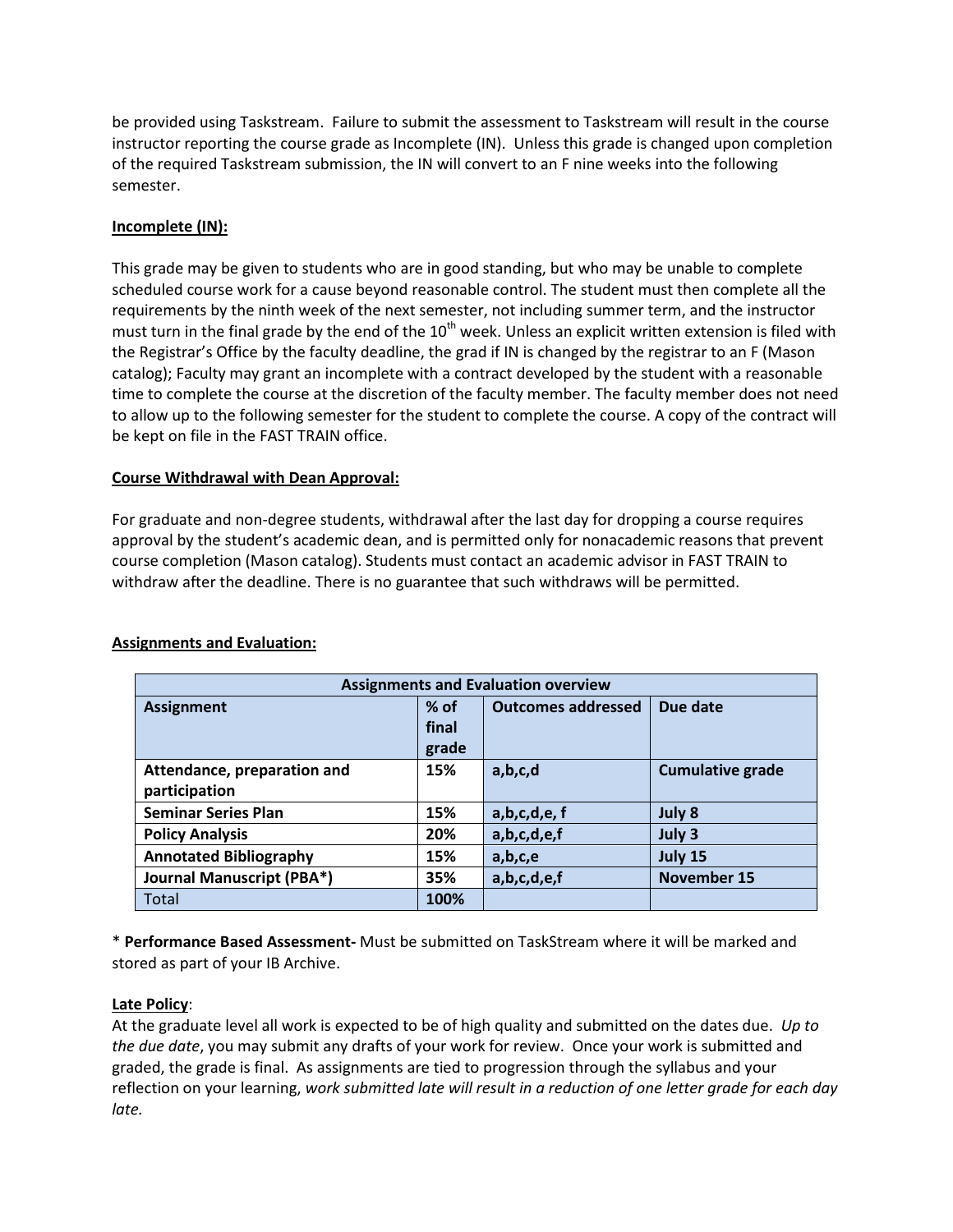be provided using Taskstream. Failure to submit the assessment to Taskstream will result in the course instructor reporting the course grade as Incomplete (IN). Unless this grade is changed upon completion of the required Taskstream submission, the IN will convert to an F nine weeks into the following semester.

**Incomplete (IN):**

This grade may be given to students who are in good standing, but who may be unable to complete scheduled course work for a cause beyond reasonable control. The student must then complete all the requirements by the ninth week of the next semester, not including summer term, and the instructor must turn in the final grade by the end of the 10th week. Unless an explicit written extension is filed with the Registrar's Office by the faculty deadline, the grad if IN is changed by the registrar to an F (Mason catalog); Faculty may grant an incomplete with a contract developed by the student with a reasonable time to complete the course at the discretion of the faculty member. The faculty member does not need to allow up to the following semester for the student to complete the course. A copy of the contract will be kept on file in the FAST TRAIN office.

**Course Withdrawal with Dean Approval:**

For graduate and non-degree students, withdrawal after the last day for dropping a course requires approval by the student's academic dean, and is permitted only for nonacademic reasons that prevent course completion (Mason catalog). Students must contact an academic advisor in FAST TRAIN to withdraw after the deadline. There is no guarantee that such withdraws will be permitted.

**Assignments and Evaluation:**

| **Assignments and Evaluation overview** | | | |
|---|---|---|---|
| **Assignment** | **% of final grade** | **Outcomes addressed** | **Due date** |
| **Attendance, preparation and participation** | **15%** | **a,b,c,d** | **Cumulative grade** |
| **Seminar Series Plan** | **15%** | **a,b,c,d,e, f** | **July 8** |
| **Policy Analysis** | **20%** | **a,b,c,d,e,f** | **July 3** |
| **Annotated Bibliography** | **15%** | **a,b,c,e** | **July 15** |
| **Journal Manuscript (PBA*)** | **35%** | **a,b,c,d,e,f** | **November 15** |
| Total | **100%** | | |

* **Performance Based Assessment-** Must be submitted on TaskStream where it will be marked and stored as part of your IB Archive.

**Late Policy**:
At the graduate level all work is expected to be of high quality and submitted on the dates due. *Up to the due date*, you may submit any drafts of your work for review. Once your work is submitted and graded, the grade is final. As assignments are tied to progression through the syllabus and your reflection on your learning, *work submitted late will result in a reduction of one letter grade for each day late.*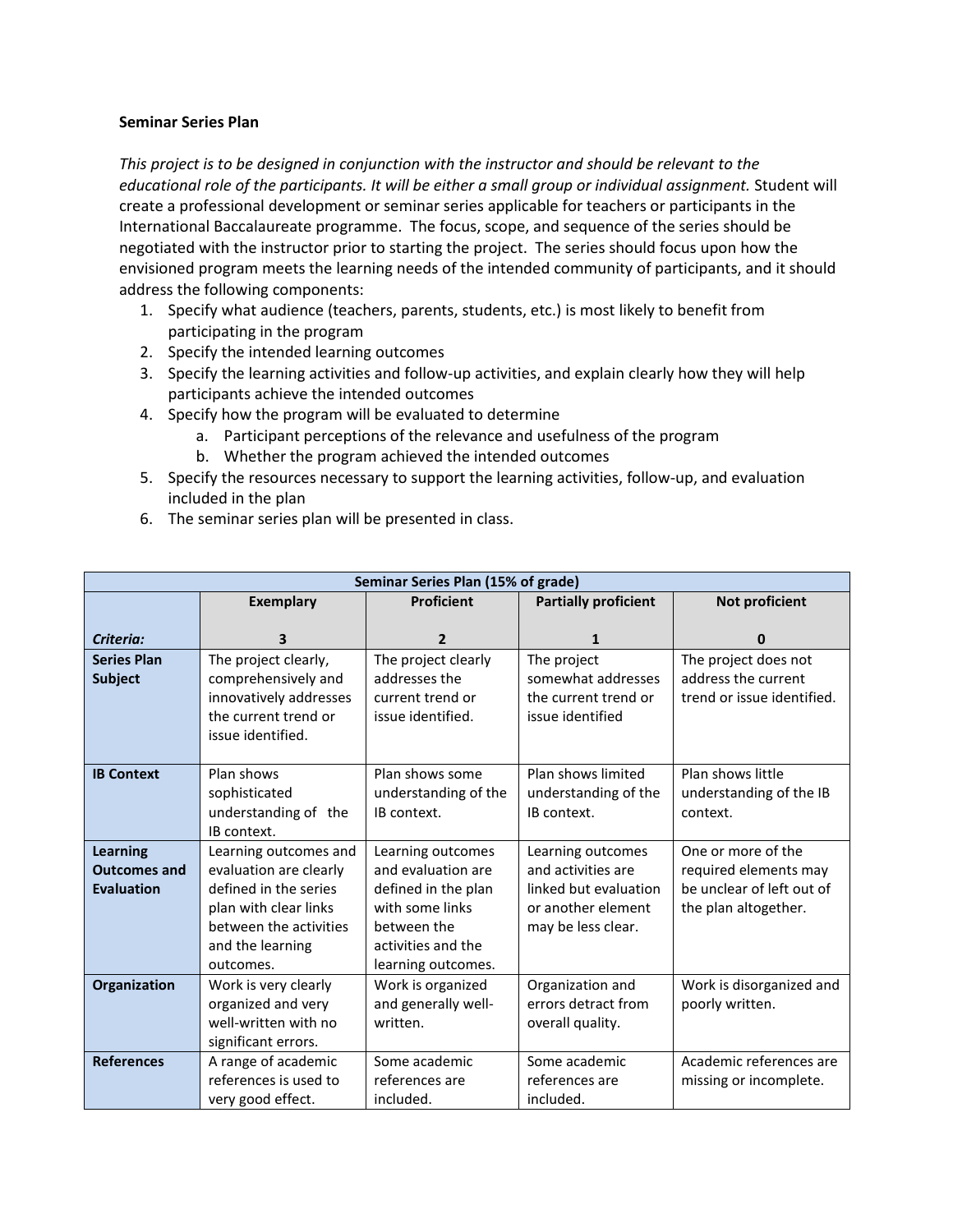**Seminar Series Plan**

*This project is to be designed in conjunction with the instructor and should be relevant to the educational role of the participants. It will be either a small group or individual assignment.* Student will create a professional development or seminar series applicable for teachers or participants in the International Baccalaureate programme. The focus, scope, and sequence of the series should be negotiated with the instructor prior to starting the project. The series should focus upon how the envisioned program meets the learning needs of the intended community of participants, and it should address the following components:

1. Specify what audience (teachers, parents, students, etc.) is most likely to benefit from participating in the program
2. Specify the intended learning outcomes
3. Specify the learning activities and follow-up activities, and explain clearly how they will help participants achieve the intended outcomes
4. Specify how the program will be evaluated to determine
    a. Participant perceptions of the relevance and usefulness of the program
    b. Whether the program achieved the intended outcomes
5. Specify the resources necessary to support the learning activities, follow-up, and evaluation included in the plan
6. The seminar series plan will be presented in class.

| **Seminar Series Plan (15% of grade)** | | | | |
|---|---|---|---|---|
| | **Exemplary** | **Proficient** | **Partially proficient** | **Not proficient** |
| ***Criteria:*** | **3** | **2** | **1** | **0** |
| **Series Plan Subject** | The project clearly, comprehensively and innovatively addresses the current trend or issue identified. | The project clearly addresses the current trend or issue identified. | The project somewhat addresses the current trend or issue identified | The project does not address the current trend or issue identified. |
| **IB Context** | Plan shows sophisticated understanding of the IB context. | Plan shows some understanding of the IB context. | Plan shows limited understanding of the IB context. | Plan shows little understanding of the IB context. |
| **Learning Outcomes and Evaluation** | Learning outcomes and evaluation are clearly defined in the series plan with clear links between the activities and the learning outcomes. | Learning outcomes and evaluation are defined in the plan with some links between the activities and the learning outcomes. | Learning outcomes and activities are linked but evaluation or another element may be less clear. | One or more of the required elements may be unclear of left out of the plan altogether. |
| **Organization** | Work is very clearly organized and very well-written with no significant errors. | Work is organized and generally well-written. | Organization and errors detract from overall quality. | Work is disorganized and poorly written. |
| **References** | A range of academic references is used to very good effect. | Some academic references are included. | Some academic references are included. | Academic references are missing or incomplete. |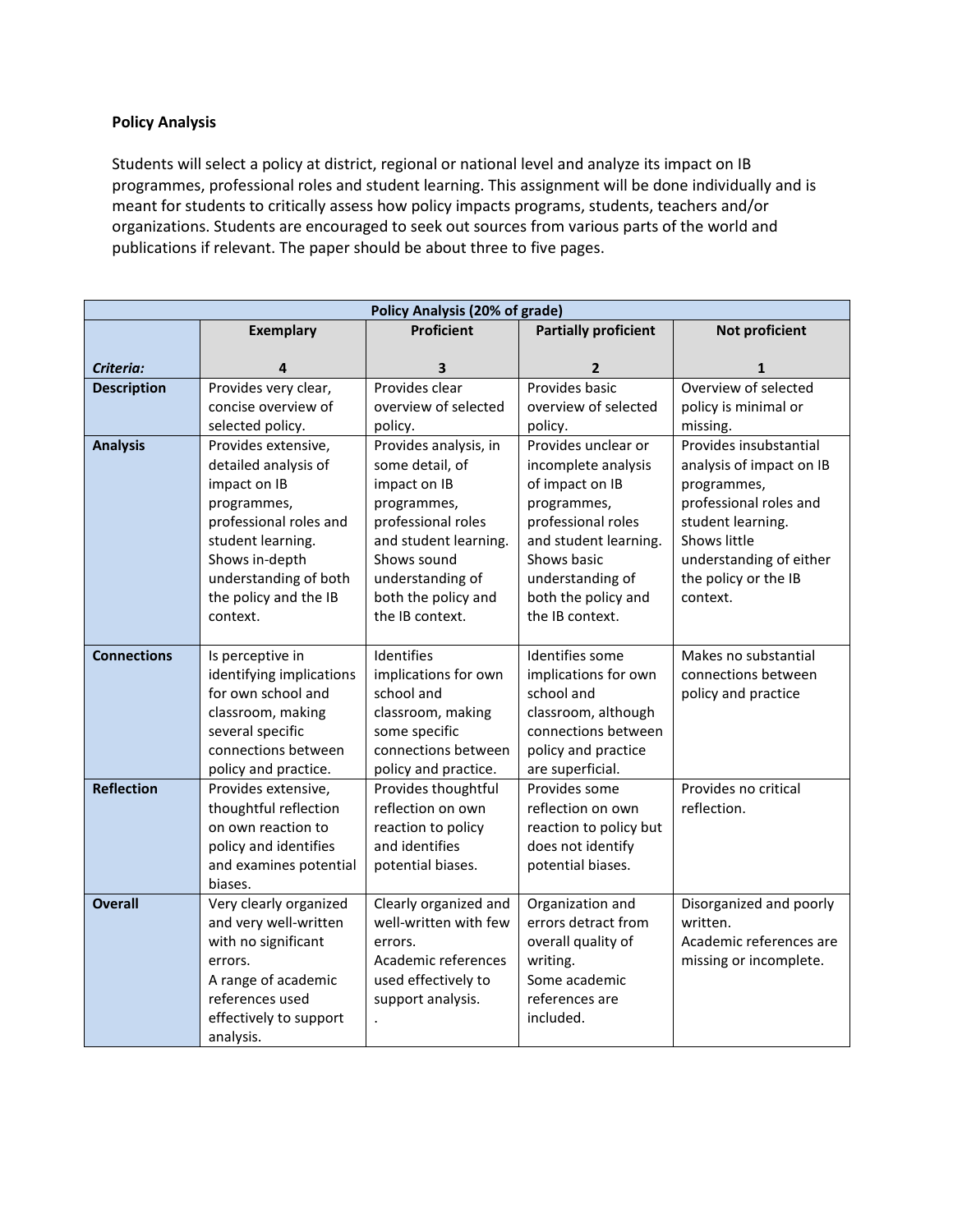**Policy Analysis**

Students will select a policy at district, regional or national level and analyze its impact on IB programmes, professional roles and student learning. This assignment will be done individually and is meant for students to critically assess how policy impacts programs, students, teachers and/or organizations. Students are encouraged to seek out sources from various parts of the world and publications if relevant. The paper should be about three to five pages.

| Policy Analysis (20% of grade) | | | | |
|---|---|---|---|---|
| *Criteria:* | **Exemplary** 4 | **Proficient** 3 | **Partially proficient** 2 | **Not proficient** 1 |
| **Description** | Provides very clear, concise overview of selected policy. | Provides clear overview of selected policy. | Provides basic overview of selected policy. | Overview of selected policy is minimal or missing. |
| **Analysis** | Provides extensive, detailed analysis of impact on IB programmes, professional roles and student learning. Shows in-depth understanding of both the policy and the IB context. | Provides analysis, in some detail, of impact on IB programmes, professional roles and student learning. Shows sound understanding of both the policy and the IB context. | Provides unclear or incomplete analysis of impact on IB programmes, professional roles and student learning. Shows basic understanding of both the policy and the IB context. | Provides insubstantial analysis of impact on IB programmes, professional roles and student learning. Shows little understanding of either the policy or the IB context. |
| **Connections** | Is perceptive in identifying implications for own school and classroom, making several specific connections between policy and practice. | Identifies implications for own school and classroom, making some specific connections between policy and practice. | Identifies some implications for own school and classroom, although connections between policy and practice are superficial. | Makes no substantial connections between policy and practice |
| **Reflection** | Provides extensive, thoughtful reflection on own reaction to policy and identifies and examines potential biases. | Provides thoughtful reflection on own reaction to policy and identifies potential biases. | Provides some reflection on own reaction to policy but does not identify potential biases. | Provides no critical reflection. |
| **Overall** | Very clearly organized and very well-written with no significant errors. A range of academic references used effectively to support analysis. | Clearly organized and well-written with few errors. Academic references used effectively to support analysis. . | Organization and errors detract from overall quality of writing. Some academic references are included. | Disorganized and poorly written. Academic references are missing or incomplete. |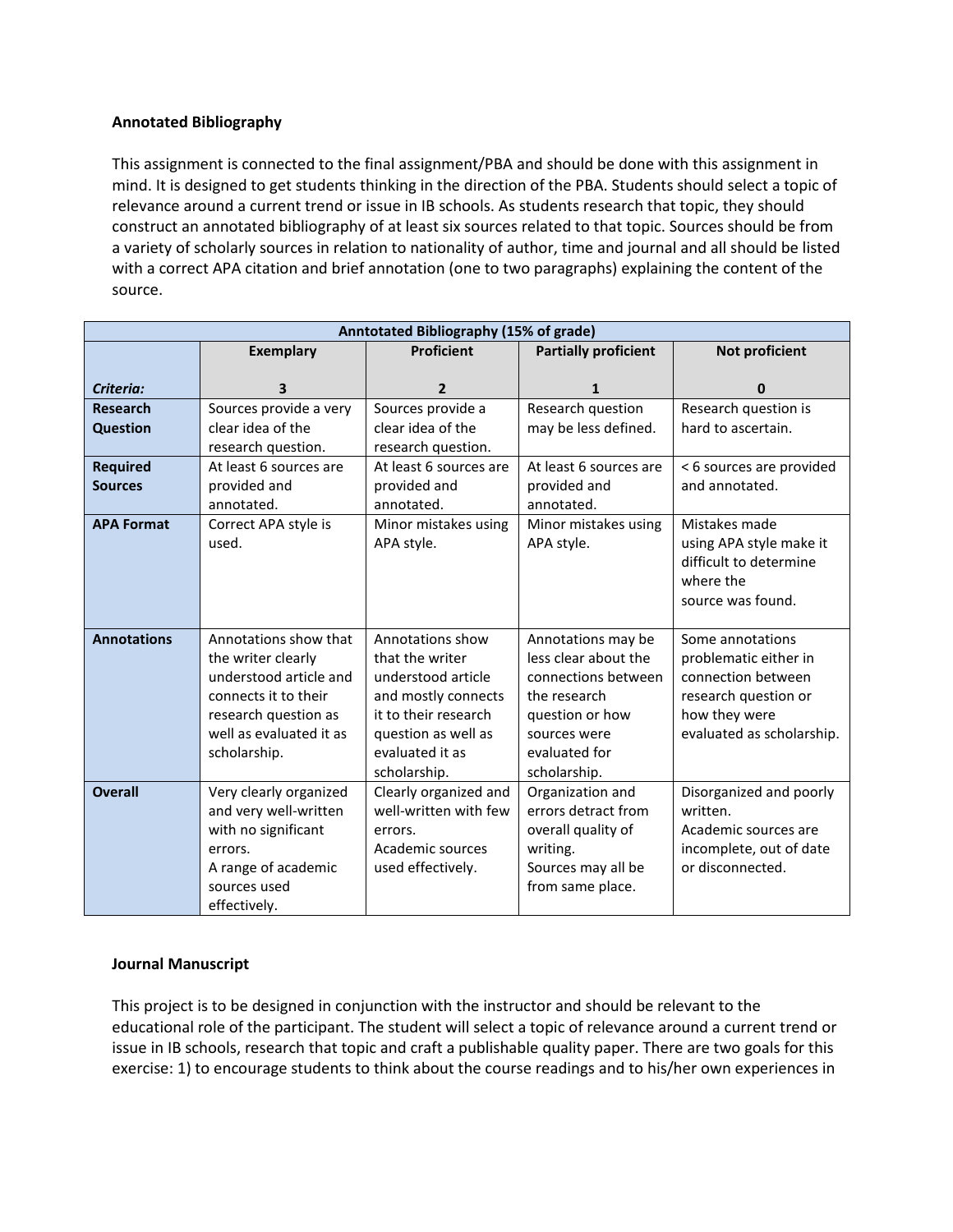**Annotated Bibliography**

This assignment is connected to the final assignment/PBA and should be done with this assignment in mind. It is designed to get students thinking in the direction of the PBA. Students should select a topic of relevance around a current trend or issue in IB schools. As students research that topic, they should construct an annotated bibliography of at least six sources related to that topic. Sources should be from a variety of scholarly sources in relation to nationality of author, time and journal and all should be listed with a correct APA citation and brief annotation (one to two paragraphs) explaining the content of the source.

| Anntotated Bibliography (15% of grade) | | | | |
|---|---|---|---|---|
| | **Exemplary** | **Proficient** | **Partially proficient** | **Not proficient** |
| ***Criteria:*** | **3** | **2** | **1** | **0** |
| **Research Question** | Sources provide a very clear idea of the research question. | Sources provide a clear idea of the research question. | Research question may be less defined. | Research question is hard to ascertain. |
| **Required Sources** | At least 6 sources are provided and annotated. | At least 6 sources are provided and annotated. | At least 6 sources are provided and annotated. | < 6 sources are provided and annotated. |
| **APA Format** | Correct APA style is used. | Minor mistakes using APA style. | Minor mistakes using APA style. | Mistakes made using APA style make it difficult to determine where the source was found. |
| **Annotations** | Annotations show that the writer clearly understood article and connects it to their research question as well as evaluated it as scholarship. | Annotations show that the writer understood article and mostly connects it to their research question as well as evaluated it as scholarship. | Annotations may be less clear about the connections between the research question or how sources were evaluated for scholarship. | Some annotations problematic either in connection between research question or how they were evaluated as scholarship. |
| **Overall** | Very clearly organized and very well-written with no significant errors. A range of academic sources used effectively. | Clearly organized and well-written with few errors. Academic sources used effectively. | Organization and errors detract from overall quality of writing. Sources may all be from same place. | Disorganized and poorly written. Academic sources are incomplete, out of date or disconnected. |

**Journal Manuscript**

This project is to be designed in conjunction with the instructor and should be relevant to the educational role of the participant. The student will select a topic of relevance around a current trend or issue in IB schools, research that topic and craft a publishable quality paper. There are two goals for this exercise: 1) to encourage students to think about the course readings and to his/her own experiences in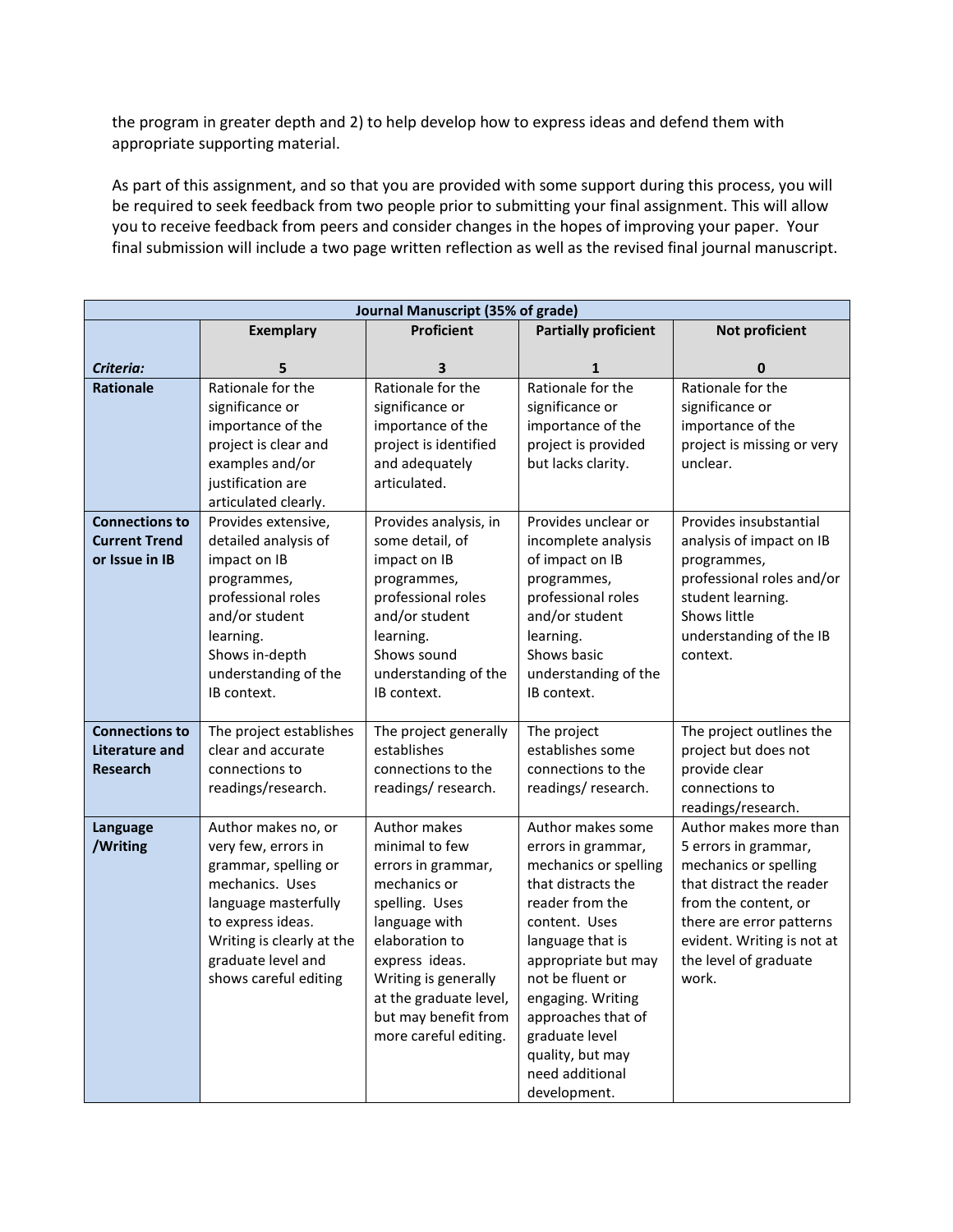the program in greater depth and 2) to help develop how to express ideas and defend them with appropriate supporting material.

As part of this assignment, and so that you are provided with some support during this process, you will be required to seek feedback from two people prior to submitting your final assignment. This will allow you to receive feedback from peers and consider changes in the hopes of improving your paper. Your final submission will include a two page written reflection as well as the revised final journal manuscript.

| **Journal Manuscript (35% of grade)** | | | | |
|---|---|---|---|---|
| | **Exemplary** | **Proficient** | **Partially proficient** | **Not proficient** |
| ***Criteria:*** | **5** | **3** | **1** | **0** |
| **Rationale** | Rationale for the significance or importance of the project is clear and examples and/or justification are articulated clearly. | Rationale for the significance or importance of the project is identified and adequately articulated. | Rationale for the significance or importance of the project is provided but lacks clarity. | Rationale for the significance or importance of the project is missing or very unclear. |
| **Connections to Current Trend or Issue in IB** | Provides extensive, detailed analysis of impact on IB programmes, professional roles and/or student learning. Shows in-depth understanding of the IB context. | Provides analysis, in some detail, of impact on IB programmes, professional roles and/or student learning. Shows sound understanding of the IB context. | Provides unclear or incomplete analysis of impact on IB programmes, professional roles and/or student learning. Shows basic understanding of the IB context. | Provides insubstantial analysis of impact on IB programmes, professional roles and/or student learning. Shows little understanding of the IB context. |
| **Connections to Literature and Research** | The project establishes clear and accurate connections to readings/research. | The project generally establishes connections to the readings/ research. | The project establishes some connections to the readings/ research. | The project outlines the project but does not provide clear connections to readings/research. |
| **Language /Writing** | Author makes no, or very few, errors in grammar, spelling or mechanics. Uses language masterfully to express ideas. Writing is clearly at the graduate level and shows careful editing | Author makes minimal to few errors in grammar, mechanics or spelling. Uses language with elaboration to express ideas. Writing is generally at the graduate level, but may benefit from more careful editing. | Author makes some errors in grammar, mechanics or spelling that distracts the reader from the content. Uses language that is appropriate but may not be fluent or engaging. Writing approaches that of graduate level quality, but may need additional development. | Author makes more than 5 errors in grammar, mechanics or spelling that distract the reader from the content, or there are error patterns evident. Writing is not at the level of graduate work. |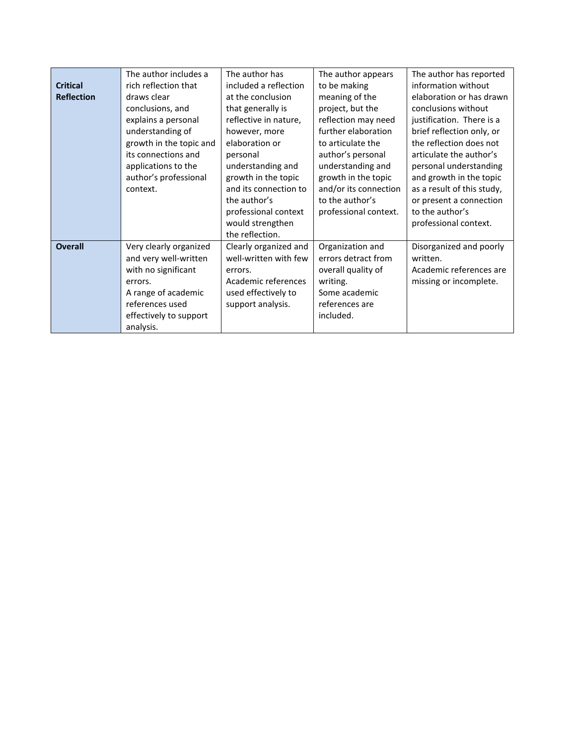| | | | | |
|---|---|---|---|---|
| **Critical Reflection** | The author includes a rich reflection that draws clear conclusions, and explains a personal understanding of growth in the topic and its connections and applications to the author's professional context. | The author has included a reflection at the conclusion that generally is reflective in nature, however, more elaboration or personal understanding and growth in the topic and its connection to the author's professional context would strengthen the reflection. | The author appears to be making meaning of the project, but the reflection may need further elaboration to articulate the author's personal understanding and growth in the topic and/or its connection to the author's professional context. | The author has reported information without elaboration or has drawn conclusions without justification. There is a brief reflection only, or the reflection does not articulate the author's personal understanding and growth in the topic as a result of this study, or present a connection to the author's professional context. |
| **Overall** | Very clearly organized and very well-written with no significant errors.<br>A range of academic references used effectively to support analysis. | Clearly organized and well-written with few errors.<br>Academic references used effectively to support analysis. | Organization and errors detract from overall quality of writing.<br>Some academic references are included. | Disorganized and poorly written.<br>Academic references are missing or incomplete. |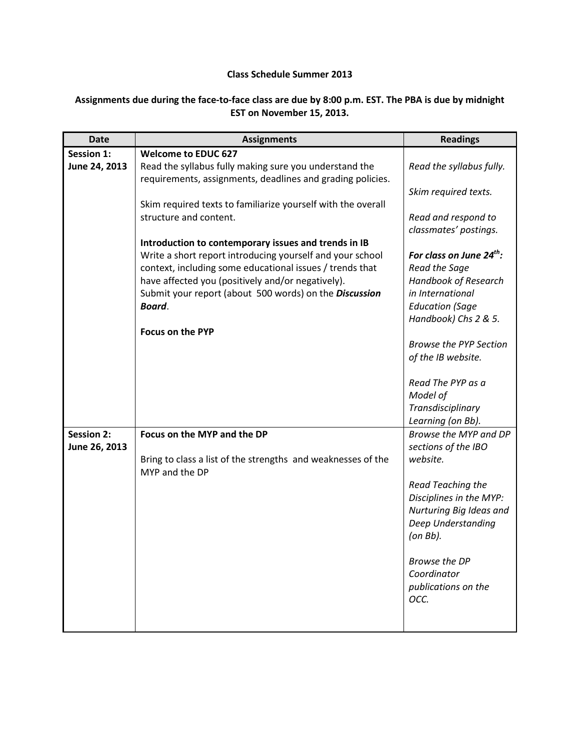**Class Schedule Summer 2013**

**Assignments due during the face-to-face class are due by 8:00 p.m. EST. The PBA is due by midnight EST on November 15, 2013.**

| Date | Assignments | Readings |
|---|---|---|
| **Session 1: June 24, 2013** | **Welcome to EDUC 627**<br>Read the syllabus fully making sure you understand the requirements, assignments, deadlines and grading policies.<br><br>Skim required texts to familiarize yourself with the overall structure and content.<br><br>**Introduction to contemporary issues and trends in IB**<br>Write a short report introducing yourself and your school context, including some educational issues / trends that have affected you (positively and/or negatively).<br>Submit your report (about 500 words) on the ***Discussion Board***.<br><br>**Focus on the PYP** | *Read the syllabus fully.*<br><br>*Skim required texts.*<br><br>*Read and respond to classmates' postings.*<br><br>***For class on June 24th:*** *Read the Sage Handbook of Research in International Education (Sage Handbook) Chs 2 & 5.*<br><br>*Browse the PYP Section of the IB website.*<br><br>*Read The PYP as a Model of Transdisciplinary Learning (on Bb).* |
| **Session 2: June 26, 2013** | **Focus on the MYP and the DP**<br><br>Bring to class a list of the strengths and weaknesses of the MYP and the DP | *Browse the MYP and DP sections of the IBO website.*<br><br>*Read Teaching the Disciplines in the MYP: Nurturing Big Ideas and Deep Understanding (on Bb).*<br><br>*Browse the DP Coordinator publications on the OCC.* |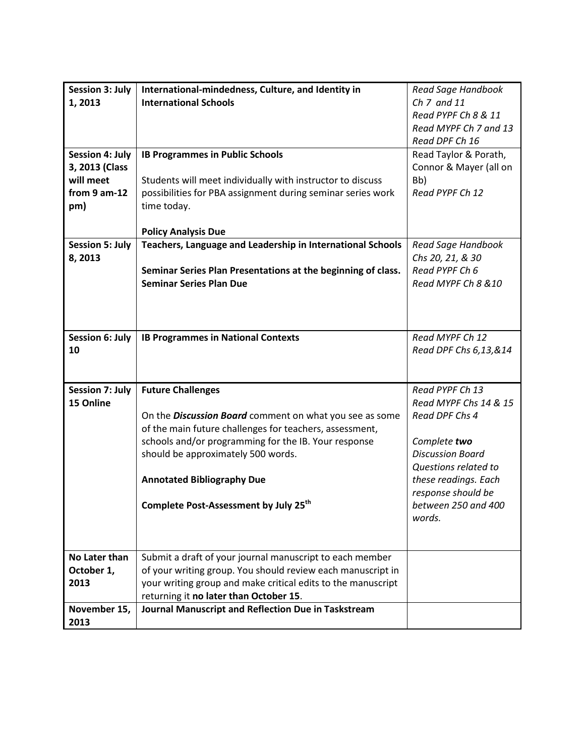| | | |
|---|---|---|
| **Session 3: July 1, 2013** | **International-mindedness, Culture, and Identity in International Schools** | *Read Sage Handbook Ch 7 and 11*<br>*Read PYPF Ch 8 & 11*<br>*Read MYPF Ch 7 and 13*<br>*Read DPF Ch 16* |
| **Session 4: July 3, 2013 (Class will meet from 9 am-12 pm)** | **IB Programmes in Public Schools**<br><br>Students will meet individually with instructor to discuss possibilities for PBA assignment during seminar series work time today.<br><br>**Policy Analysis Due** | Read Taylor & Porath, Connor & Mayer (all on Bb)<br>*Read PYPF Ch 12* |
| **Session 5: July 8, 2013** | **Teachers, Language and Leadership in International Schools**<br><br>**Seminar Series Plan Presentations at the beginning of class.**<br>**Seminar Series Plan Due** | *Read Sage Handbook Chs 20, 21, & 30*<br>*Read PYPF Ch 6*<br>*Read MYPF Ch 8 &10* |
| **Session 6: July 10** | **IB Programmes in National Contexts** | *Read MYPF Ch 12*<br>*Read DPF Chs 6,13,&14* |
| **Session 7: July 15 Online** | **Future Challenges**<br><br>On the ***Discussion Board*** comment on what you see as some of the main future challenges for teachers, assessment, schools and/or programming for the IB. Your response should be approximately 500 words.<br><br>**Annotated Bibliography Due**<br><br>**Complete Post-Assessment by July 25th** | *Read PYPF Ch 13*<br>*Read MYPF Chs 14 & 15*<br>*Read DPF Chs 4*<br><br>*Complete **two** Discussion Board Questions related to these readings. Each response should be between 250 and 400 words.* |
| **No Later than October 1, 2013** | Submit a draft of your journal manuscript to each member of your writing group. You should review each manuscript in your writing group and make critical edits to the manuscript returning it **no later than October 15**. | |
| **November 15, 2013** | **Journal Manuscript and Reflection Due in Taskstream** | |